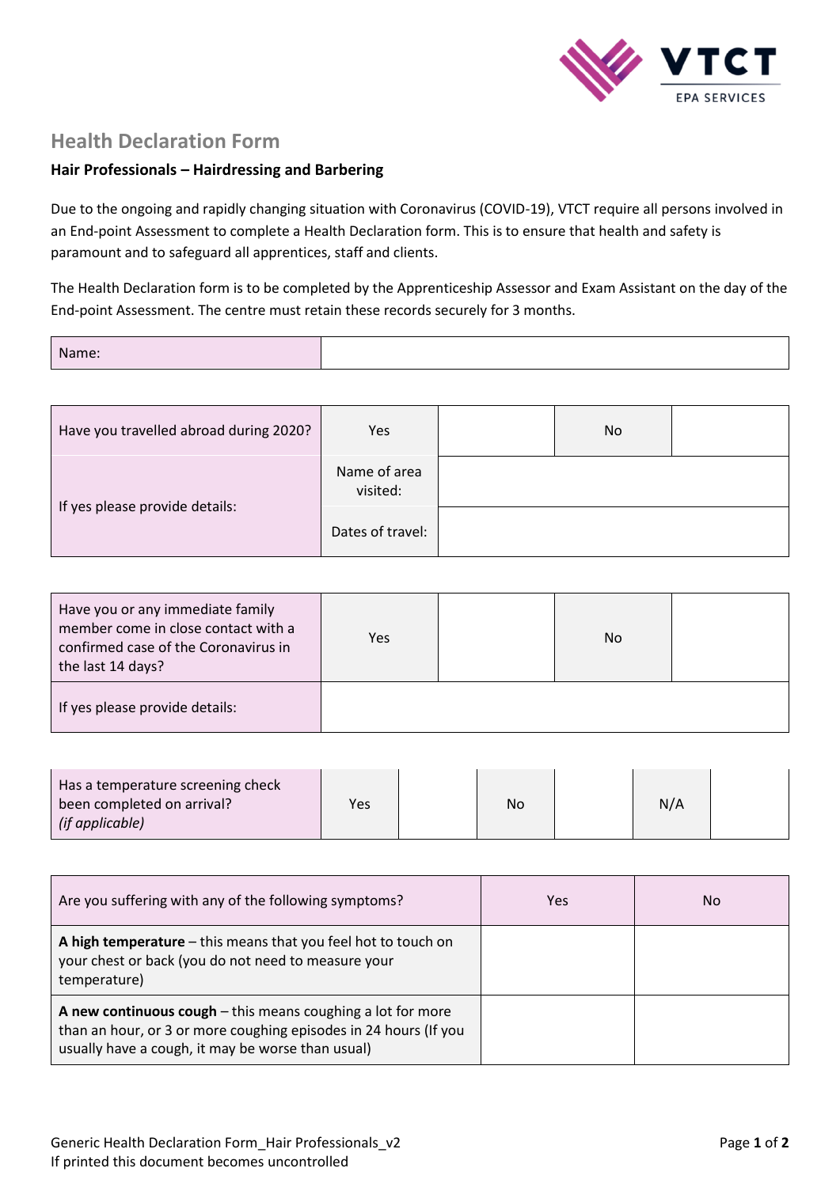## Health Declaration Form

### Hair Professionals – Hairdressing and Barbering

Due to the ongoing and rapidly changing situation with Coronavirus (COVID-19), VTCT require all persons involved in an End-point Assessment to complete a Health Declaration form. This is to ensure that health and safety is paramount and to safeguard all apprentices, staff and clients.

The Health Declaration form is to be completed by the Apprenticeship Assessor and Exam Assistant on the day of the End-point Assessment. The centre must retain these records securely for 3 months.

| Name: | |
|---|---|

| Have you travelled abroad during 2020? | Yes | | No | |
|---|---|---|---|---|
| If yes please provide details: | Name of area visited: | | | |
| | Dates of travel: | | | |

| Have you or any immediate family member come in close contact with a confirmed case of the Coronavirus in the last 14 days? | Yes | | No | |
|---|---|---|---|---|
| If yes please provide details: | | | | |

| Has a temperature screening check been completed on arrival? *(if applicable)* | Yes | | No | | N/A | |
|---|---|---|---|---|---|---|

| Are you suffering with any of the following symptoms? | Yes | No |
|---|---|---|
| **A high temperature** – this means that you feel hot to touch on your chest or back (you do not need to measure your temperature) | | |
| **A new continuous cough** – this means coughing a lot for more than an hour, or 3 or more coughing episodes in 24 hours (If you usually have a cough, it may be worse than usual) | | |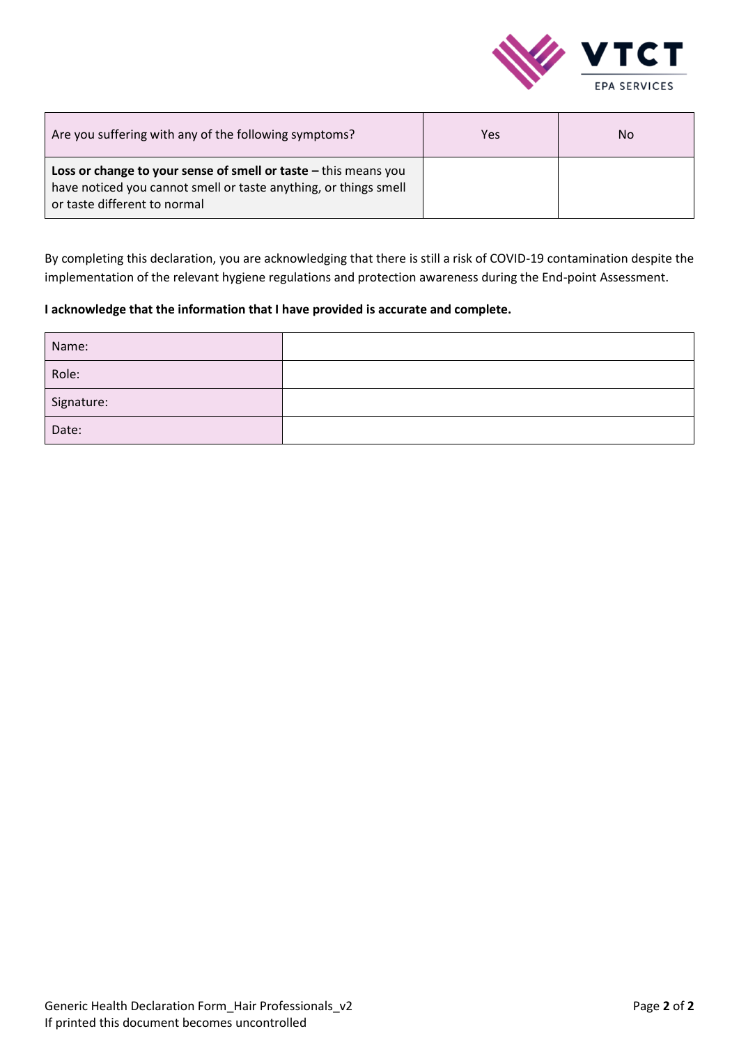| Are you suffering with any of the following symptoms? | Yes | No |
| --- | --- | --- |
| **Loss or change to your sense of smell or taste –** this means you have noticed you cannot smell or taste anything, or things smell or taste different to normal | | |

By completing this declaration, you are acknowledging that there is still a risk of COVID-19 contamination despite the implementation of the relevant hygiene regulations and protection awareness during the End-point Assessment.

**I acknowledge that the information that I have provided is accurate and complete.**

| | |
| --- | --- |
| Name: | |
| Role: | |
| Signature: | |
| Date: | |